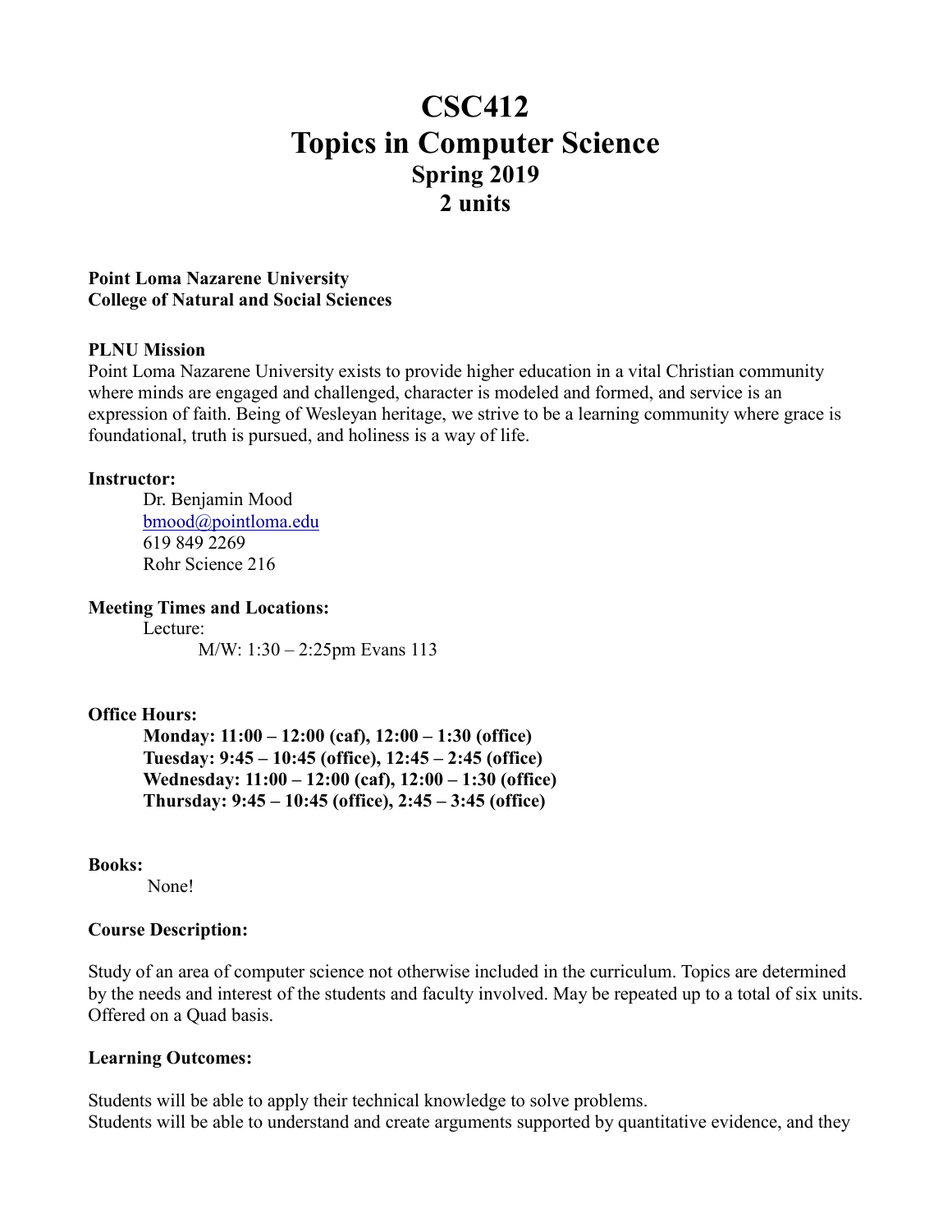# CSC412
# Topics in Computer Science
## Spring 2019
## 2 units

**Point Loma Nazarene University**
**College of Natural and Social Sciences**

**PLNU Mission**

Point Loma Nazarene University exists to provide higher education in a vital Christian community where minds are engaged and challenged, character is modeled and formed, and service is an expression of faith. Being of Wesleyan heritage, we strive to be a learning community where grace is foundational, truth is pursued, and holiness is a way of life.

**Instructor:**

Dr. Benjamin Mood
bmood@pointloma.edu
619 849 2269
Rohr Science 216

**Meeting Times and Locations:**

Lecture:

M/W: 1:30 – 2:25pm Evans 113

**Office Hours:**

**Monday: 11:00 – 12:00 (caf), 12:00 – 1:30 (office)**
**Tuesday: 9:45 – 10:45 (office), 12:45 – 2:45 (office)**
**Wednesday: 11:00 – 12:00 (caf), 12:00 – 1:30 (office)**
**Thursday: 9:45 – 10:45 (office), 2:45 – 3:45 (office)**

**Books:**

None!

**Course Description:**

Study of an area of computer science not otherwise included in the curriculum. Topics are determined by the needs and interest of the students and faculty involved. May be repeated up to a total of six units. Offered on a Quad basis.

**Learning Outcomes:**

Students will be able to apply their technical knowledge to solve problems.
Students will be able to understand and create arguments supported by quantitative evidence, and they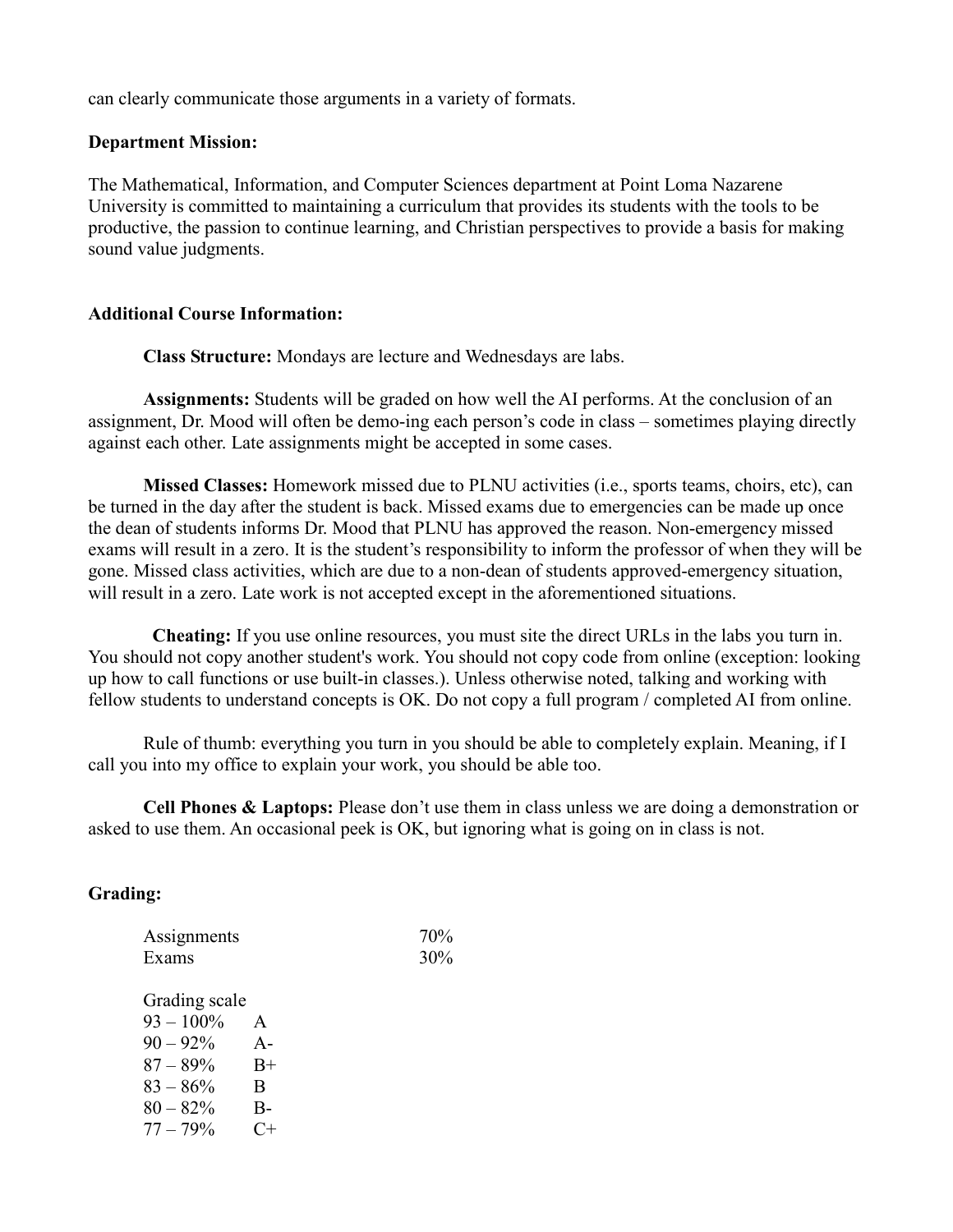can clearly communicate those arguments in a variety of formats.

**Department Mission:**

The Mathematical, Information, and Computer Sciences department at Point Loma Nazarene University is committed to maintaining a curriculum that provides its students with the tools to be productive, the passion to continue learning, and Christian perspectives to provide a basis for making sound value judgments.

**Additional Course Information:**

**Class Structure:** Mondays are lecture and Wednesdays are labs.

**Assignments:** Students will be graded on how well the AI performs. At the conclusion of an assignment, Dr. Mood will often be demo-ing each person's code in class – sometimes playing directly against each other. Late assignments might be accepted in some cases.

**Missed Classes:** Homework missed due to PLNU activities (i.e., sports teams, choirs, etc), can be turned in the day after the student is back. Missed exams due to emergencies can be made up once the dean of students informs Dr. Mood that PLNU has approved the reason. Non-emergency missed exams will result in a zero. It is the student's responsibility to inform the professor of when they will be gone. Missed class activities, which are due to a non-dean of students approved-emergency situation, will result in a zero. Late work is not accepted except in the aforementioned situations.

**Cheating:** If you use online resources, you must site the direct URLs in the labs you turn in. You should not copy another student's work. You should not copy code from online (exception: looking up how to call functions or use built-in classes.). Unless otherwise noted, talking and working with fellow students to understand concepts is OK. Do not copy a full program / completed AI from online.

Rule of thumb: everything you turn in you should be able to completely explain. Meaning, if I call you into my office to explain your work, you should be able too.

**Cell Phones & Laptops:** Please don't use them in class unless we are doing a demonstration or asked to use them. An occasional peek is OK, but ignoring what is going on in class is not.

**Grading:**

| | |
|---|---|
| Assignments | 70% |
| Exams | 30% |

Grading scale

| | |
|---|---|
| 93 – 100% | A |
| 90 – 92% | A- |
| 87 – 89% | B+ |
| 83 – 86% | B |
| 80 – 82% | B- |
| 77 – 79% | C+ |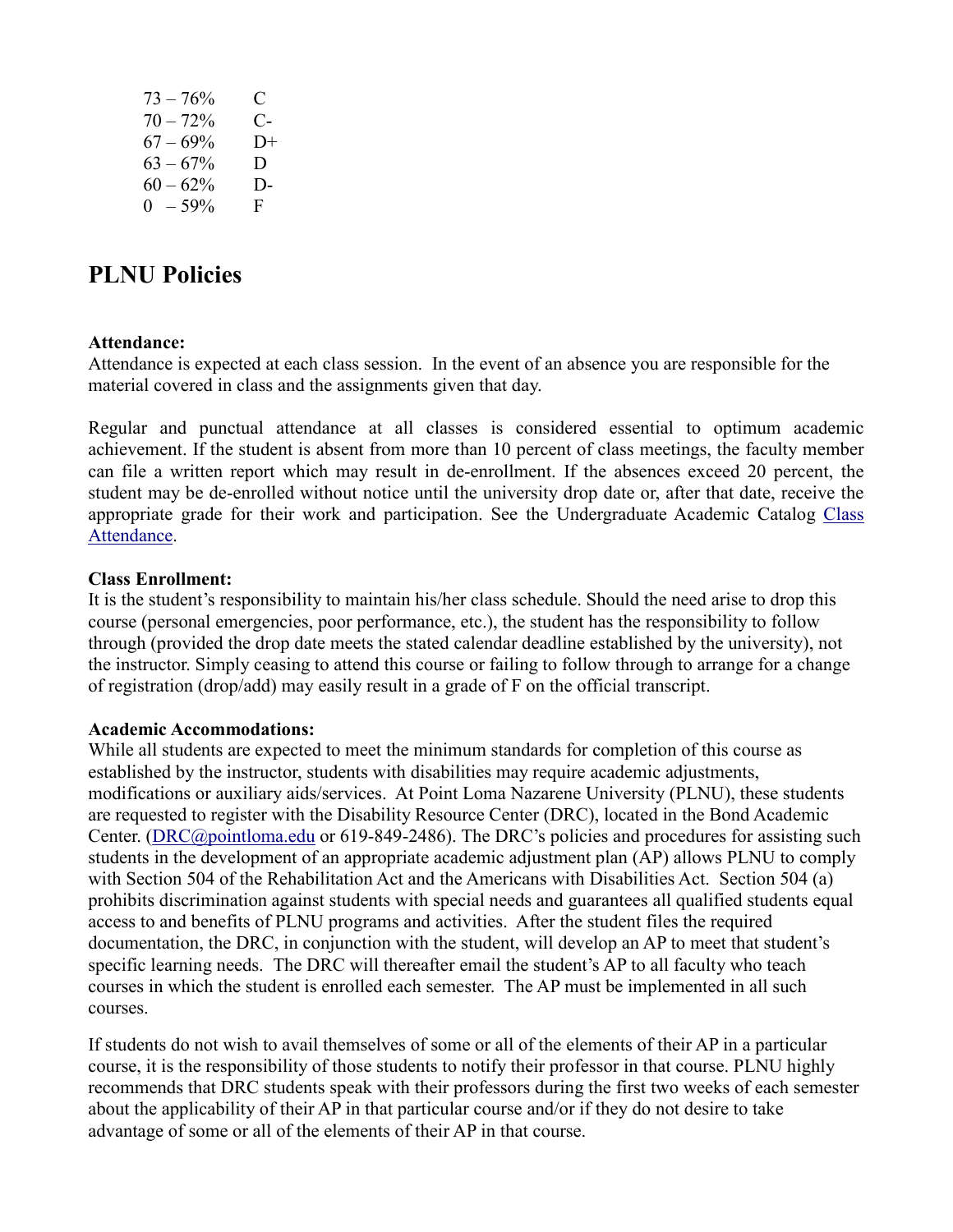| | |
|---|---|
| 73 – 76% | C |
| 70 – 72% | C- |
| 67 – 69% | D+ |
| 63 – 67% | D |
| 60 – 62% | D- |
| 0 – 59% | F |

## PLNU Policies

**Attendance:**
Attendance is expected at each class session. In the event of an absence you are responsible for the material covered in class and the assignments given that day.

Regular and punctual attendance at all classes is considered essential to optimum academic achievement. If the student is absent from more than 10 percent of class meetings, the faculty member can file a written report which may result in de-enrollment. If the absences exceed 20 percent, the student may be de-enrolled without notice until the university drop date or, after that date, receive the appropriate grade for their work and participation. See the Undergraduate Academic Catalog Class Attendance.

**Class Enrollment:**
It is the student's responsibility to maintain his/her class schedule. Should the need arise to drop this course (personal emergencies, poor performance, etc.), the student has the responsibility to follow through (provided the drop date meets the stated calendar deadline established by the university), not the instructor. Simply ceasing to attend this course or failing to follow through to arrange for a change of registration (drop/add) may easily result in a grade of F on the official transcript.

**Academic Accommodations:**
While all students are expected to meet the minimum standards for completion of this course as established by the instructor, students with disabilities may require academic adjustments, modifications or auxiliary aids/services. At Point Loma Nazarene University (PLNU), these students are requested to register with the Disability Resource Center (DRC), located in the Bond Academic Center. (DRC@pointloma.edu or 619-849-2486). The DRC's policies and procedures for assisting such students in the development of an appropriate academic adjustment plan (AP) allows PLNU to comply with Section 504 of the Rehabilitation Act and the Americans with Disabilities Act. Section 504 (a) prohibits discrimination against students with special needs and guarantees all qualified students equal access to and benefits of PLNU programs and activities. After the student files the required documentation, the DRC, in conjunction with the student, will develop an AP to meet that student's specific learning needs. The DRC will thereafter email the student's AP to all faculty who teach courses in which the student is enrolled each semester. The AP must be implemented in all such courses.

If students do not wish to avail themselves of some or all of the elements of their AP in a particular course, it is the responsibility of those students to notify their professor in that course. PLNU highly recommends that DRC students speak with their professors during the first two weeks of each semester about the applicability of their AP in that particular course and/or if they do not desire to take advantage of some or all of the elements of their AP in that course.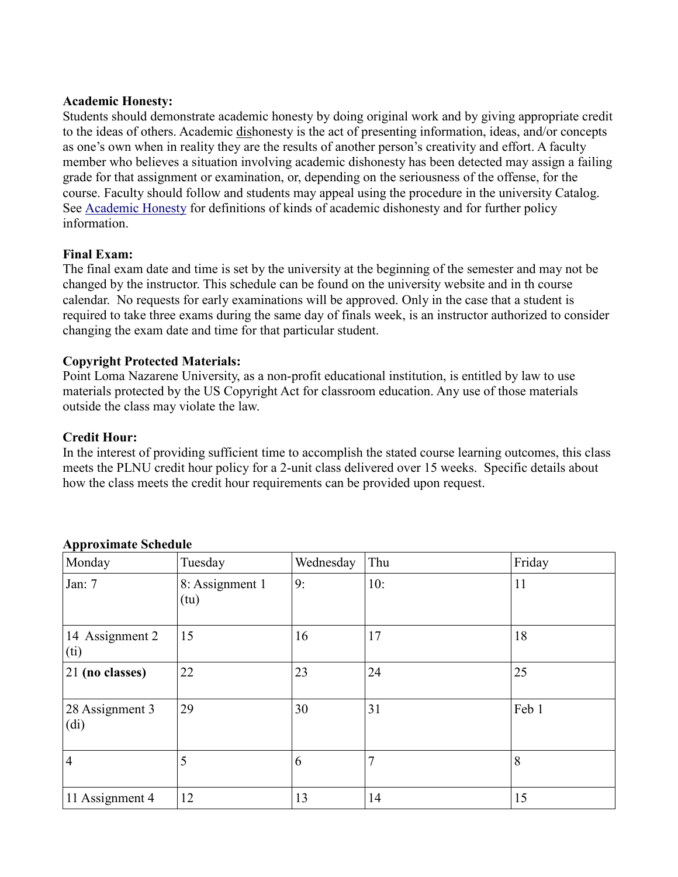**Academic Honesty:**
Students should demonstrate academic honesty by doing original work and by giving appropriate credit to the ideas of others. Academic dishonesty is the act of presenting information, ideas, and/or concepts as one's own when in reality they are the results of another person's creativity and effort. A faculty member who believes a situation involving academic dishonesty has been detected may assign a failing grade for that assignment or examination, or, depending on the seriousness of the offense, for the course. Faculty should follow and students may appeal using the procedure in the university Catalog. See [Academic Honesty] for definitions of kinds of academic dishonesty and for further policy information.

**Final Exam:**
The final exam date and time is set by the university at the beginning of the semester and may not be changed by the instructor. This schedule can be found on the university website and in th course calendar. No requests for early examinations will be approved. Only in the case that a student is required to take three exams during the same day of finals week, is an instructor authorized to consider changing the exam date and time for that particular student.

**Copyright Protected Materials:**
Point Loma Nazarene University, as a non-profit educational institution, is entitled by law to use materials protected by the US Copyright Act for classroom education. Any use of those materials outside the class may violate the law.

**Credit Hour:**
In the interest of providing sufficient time to accomplish the stated course learning outcomes, this class meets the PLNU credit hour policy for a 2-unit class delivered over 15 weeks. Specific details about how the class meets the credit hour requirements can be provided upon request.

**Approximate Schedule**

| Monday | Tuesday | Wednesday | Thu | Friday |
|---|---|---|---|---|
| Jan: 7 | 8: Assignment 1 (tu) | 9: | 10: | 11 |
| 14 Assignment 2 (ti) | 15 | 16 | 17 | 18 |
| 21 **(no classes)** | 22 | 23 | 24 | 25 |
| 28 Assignment 3 (di) | 29 | 30 | 31 | Feb 1 |
| 4 | 5 | 6 | 7 | 8 |
| 11 Assignment 4 | 12 | 13 | 14 | 15 |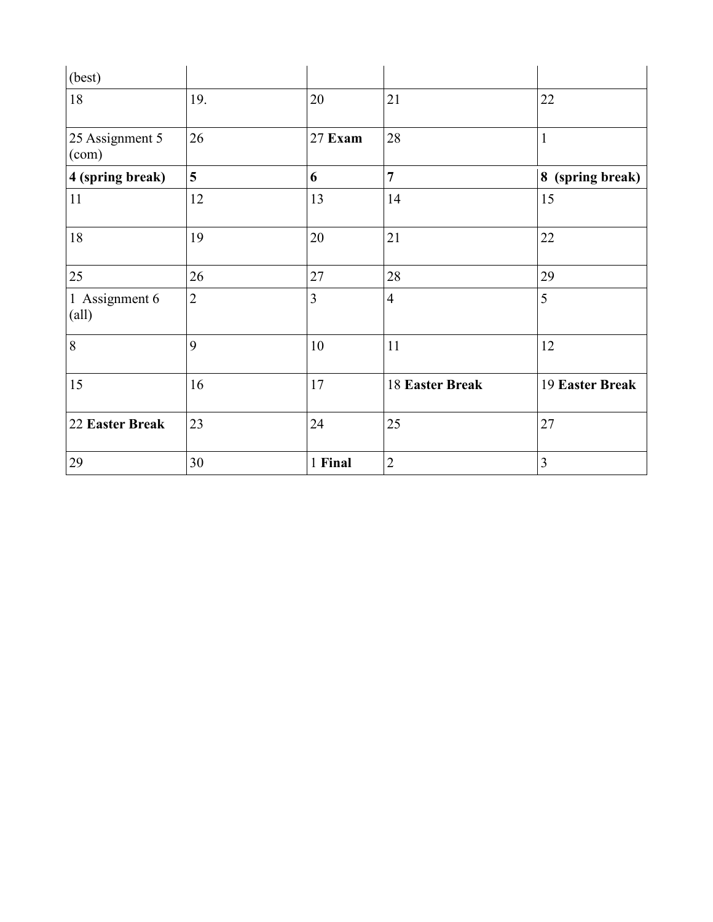| | | | | |
|---|---|---|---|---|
| (best) | | | | |
| 18 | 19. | 20 | 21 | 22 |
| 25 Assignment 5 (com) | 26 | 27 **Exam** | 28 | 1 |
| **4 (spring break)** | **5** | **6** | **7** | **8 (spring break)** |
| 11 | 12 | 13 | 14 | 15 |
| 18 | 19 | 20 | 21 | 22 |
| 25 | 26 | 27 | 28 | 29 |
| 1 Assignment 6 (all) | 2 | 3 | 4 | 5 |
| 8 | 9 | 10 | 11 | 12 |
| 15 | 16 | 17 | 18 **Easter Break** | 19 **Easter Break** |
| 22 **Easter Break** | 23 | 24 | 25 | 27 |
| 29 | 30 | 1 **Final** | 2 | 3 |